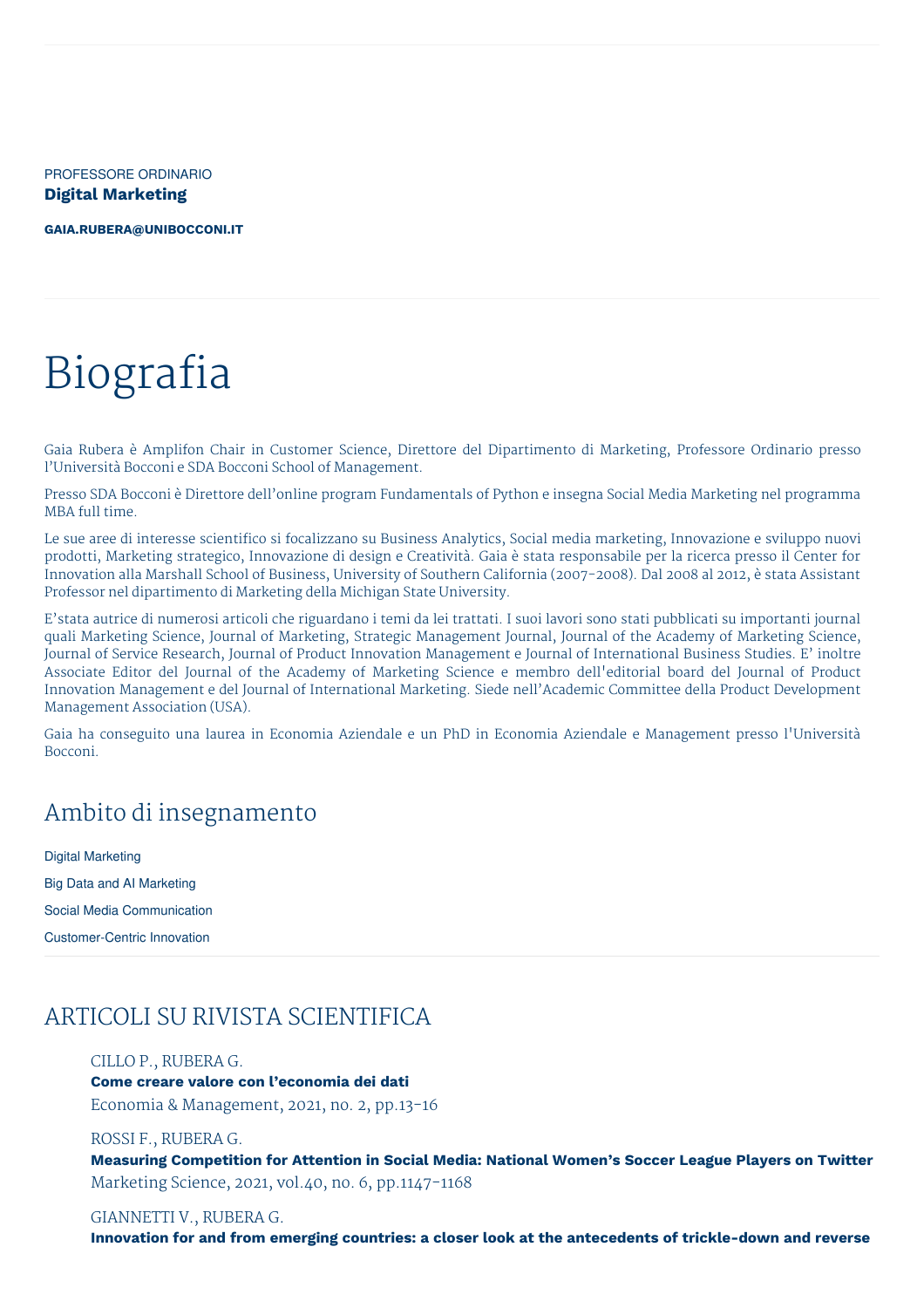PROFESSORE ORDINARIO

**Digital Marketing**

**GAIA.RUBERA@UNIBOCCONI.IT**

# Biografia

Gaia Rubera è Amplifon Chair in Customer Science, Direttore del Dipartimento di Marketing, Professore Ordinario presso l'Università Bocconi e SDA Bocconi School of Management.

Presso SDA Bocconi è Direttore dell'online program Fundamentals of Python e insegna Social Media Marketing nel programma MBA full time.

Le sue aree di interesse scientifico si focalizzano su Business Analytics, Social media marketing, Innovazione e sviluppo nuovi prodotti, Marketing strategico, Innovazione di design e Creatività. Gaia è stata responsabile per la ricerca presso il Center for Innovation alla Marshall School of Business, University of Southern California (2007-2008). Dal 2008 al 2012, è stata Assistant Professor nel dipartimento di Marketing della Michigan State University.

E'stata autrice di numerosi articoli che riguardano i temi da lei trattati. I suoi lavori sono stati pubblicati su importanti journal quali Marketing Science, Journal of Marketing, Strategic Management Journal, Journal of the Academy of Marketing Science, Journal of Service Research, Journal of Product Innovation Management e Journal of International Business Studies. E' inoltre Associate Editor del Journal of the Academy of Marketing Science e membro dell'editorial board del Journal of Product Innovation Management e del Journal of International Marketing. Siede nell'Academic Committee della Product Development Management Association (USA).

Gaia ha conseguito una laurea in Economia Aziendale e un PhD in Economia Aziendale e Management presso l'Università Bocconi.

## Ambito di insegnamento

Digital Marketing

Big Data and AI Marketing

Social Media Communication

Customer-Centric Innovation

## ARTICOLI SU RIVISTA SCIENTIFICA

CILLO P., RUBERA G.
**Come creare valore con l'economia dei dati**
Economia & Management, 2021, no. 2, pp.13-16

ROSSI F., RUBERA G.
**Measuring Competition for Attention in Social Media: National Women's Soccer League Players on Twitter**
Marketing Science, 2021, vol.40, no. 6, pp.1147-1168

GIANNETTI V., RUBERA G.
**Innovation for and from emerging countries: a closer look at the antecedents of trickle-down and reverse**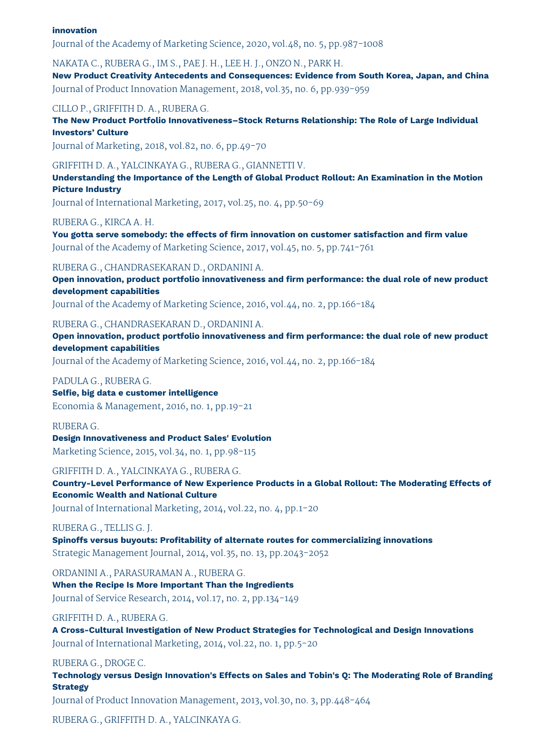**innovation**
Journal of the Academy of Marketing Science, 2020, vol.48, no. 5, pp.987-1008

NAKATA C., RUBERA G., IM S., PAE J. H., LEE H. J., ONZO N., PARK H.
**New Product Creativity Antecedents and Consequences: Evidence from South Korea, Japan, and China**
Journal of Product Innovation Management, 2018, vol.35, no. 6, pp.939-959

CILLO P., GRIFFITH D. A., RUBERA G.
**The New Product Portfolio Innovativeness–Stock Returns Relationship: The Role of Large Individual Investors' Culture**
Journal of Marketing, 2018, vol.82, no. 6, pp.49-70

GRIFFITH D. A., YALCINKAYA G., RUBERA G., GIANNETTI V.
**Understanding the Importance of the Length of Global Product Rollout: An Examination in the Motion Picture Industry**
Journal of International Marketing, 2017, vol.25, no. 4, pp.50-69

RUBERA G., KIRCA A. H.
**You gotta serve somebody: the effects of firm innovation on customer satisfaction and firm value**
Journal of the Academy of Marketing Science, 2017, vol.45, no. 5, pp.741-761

RUBERA G., CHANDRASEKARAN D., ORDANINI A.
**Open innovation, product portfolio innovativeness and firm performance: the dual role of new product development capabilities**
Journal of the Academy of Marketing Science, 2016, vol.44, no. 2, pp.166-184

RUBERA G., CHANDRASEKARAN D., ORDANINI A.
**Open innovation, product portfolio innovativeness and firm performance: the dual role of new product development capabilities**
Journal of the Academy of Marketing Science, 2016, vol.44, no. 2, pp.166-184

PADULA G., RUBERA G.
**Selfie, big data e customer intelligence**
Economia & Management, 2016, no. 1, pp.19-21

RUBERA G.
**Design Innovativeness and Product Sales' Evolution**
Marketing Science, 2015, vol.34, no. 1, pp.98-115

GRIFFITH D. A., YALCINKAYA G., RUBERA G.
**Country-Level Performance of New Experience Products in a Global Rollout: The Moderating Effects of Economic Wealth and National Culture**
Journal of International Marketing, 2014, vol.22, no. 4, pp.1-20

RUBERA G., TELLIS G. J.
**Spinoffs versus buyouts: Profitability of alternate routes for commercializing innovations**
Strategic Management Journal, 2014, vol.35, no. 13, pp.2043-2052

ORDANINI A., PARASURAMAN A., RUBERA G.
**When the Recipe Is More Important Than the Ingredients**
Journal of Service Research, 2014, vol.17, no. 2, pp.134-149

GRIFFITH D. A., RUBERA G.
**A Cross-Cultural Investigation of New Product Strategies for Technological and Design Innovations**
Journal of International Marketing, 2014, vol.22, no. 1, pp.5-20

RUBERA G., DROGE C.
**Technology versus Design Innovation's Effects on Sales and Tobin's Q: The Moderating Role of Branding Strategy**
Journal of Product Innovation Management, 2013, vol.30, no. 3, pp.448-464

RUBERA G., GRIFFITH D. A., YALCINKAYA G.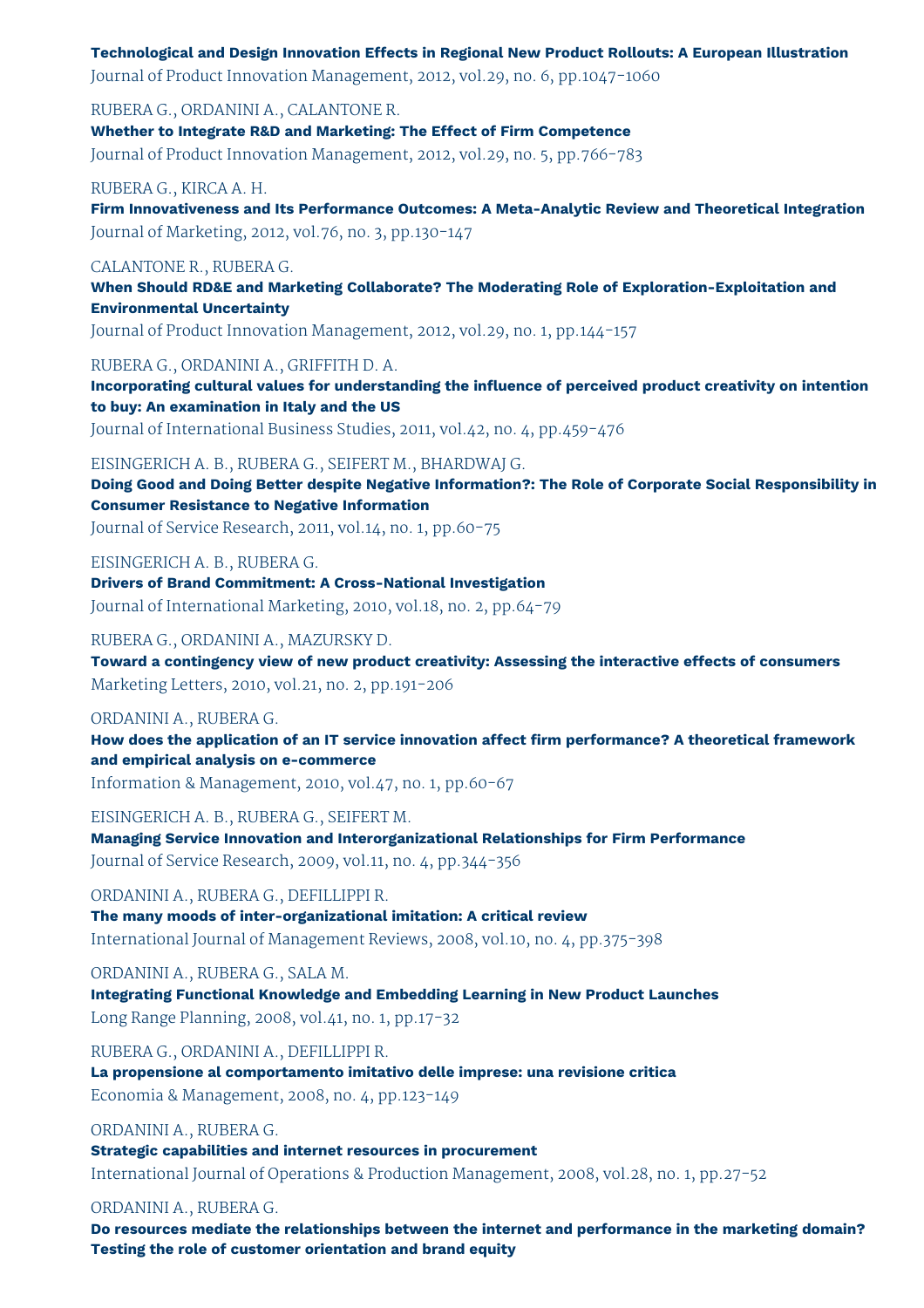**Technological and Design Innovation Effects in Regional New Product Rollouts: A European Illustration**
Journal of Product Innovation Management, 2012, vol.29, no. 6, pp.1047-1060

RUBERA G., ORDANINI A., CALANTONE R.
**Whether to Integrate R&D and Marketing: The Effect of Firm Competence**
Journal of Product Innovation Management, 2012, vol.29, no. 5, pp.766-783

RUBERA G., KIRCA A. H.
**Firm Innovativeness and Its Performance Outcomes: A Meta-Analytic Review and Theoretical Integration**
Journal of Marketing, 2012, vol.76, no. 3, pp.130-147

CALANTONE R., RUBERA G.
**When Should RD&E and Marketing Collaborate? The Moderating Role of Exploration-Exploitation and Environmental Uncertainty**
Journal of Product Innovation Management, 2012, vol.29, no. 1, pp.144-157

RUBERA G., ORDANINI A., GRIFFITH D. A.
**Incorporating cultural values for understanding the influence of perceived product creativity on intention to buy: An examination in Italy and the US**
Journal of International Business Studies, 2011, vol.42, no. 4, pp.459-476

EISINGERICH A. B., RUBERA G., SEIFERT M., BHARDWAJ G.
**Doing Good and Doing Better despite Negative Information?: The Role of Corporate Social Responsibility in Consumer Resistance to Negative Information**
Journal of Service Research, 2011, vol.14, no. 1, pp.60-75

EISINGERICH A. B., RUBERA G.
**Drivers of Brand Commitment: A Cross-National Investigation**
Journal of International Marketing, 2010, vol.18, no. 2, pp.64-79

RUBERA G., ORDANINI A., MAZURSKY D.
**Toward a contingency view of new product creativity: Assessing the interactive effects of consumers**
Marketing Letters, 2010, vol.21, no. 2, pp.191-206

ORDANINI A., RUBERA G.
**How does the application of an IT service innovation affect firm performance? A theoretical framework and empirical analysis on e-commerce**
Information & Management, 2010, vol.47, no. 1, pp.60-67

EISINGERICH A. B., RUBERA G., SEIFERT M.
**Managing Service Innovation and Interorganizational Relationships for Firm Performance**
Journal of Service Research, 2009, vol.11, no. 4, pp.344-356

ORDANINI A., RUBERA G., DEFILLIPPI R.
**The many moods of inter-organizational imitation: A critical review**
International Journal of Management Reviews, 2008, vol.10, no. 4, pp.375-398

ORDANINI A., RUBERA G., SALA M.
**Integrating Functional Knowledge and Embedding Learning in New Product Launches**
Long Range Planning, 2008, vol.41, no. 1, pp.17-32

RUBERA G., ORDANINI A., DEFILLIPPI R.
**La propensione al comportamento imitativo delle imprese: una revisione critica**
Economia & Management, 2008, no. 4, pp.123-149

ORDANINI A., RUBERA G.
**Strategic capabilities and internet resources in procurement**
International Journal of Operations & Production Management, 2008, vol.28, no. 1, pp.27-52

ORDANINI A., RUBERA G.
**Do resources mediate the relationships between the internet and performance in the marketing domain? Testing the role of customer orientation and brand equity**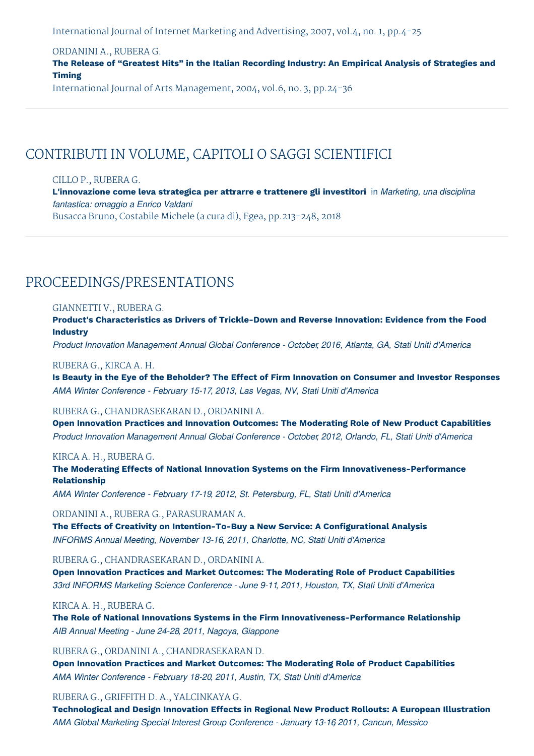International Journal of Internet Marketing and Advertising, 2007, vol.4, no. 1, pp.4-25

ORDANINI A., RUBERA G.
**The Release of “Greatest Hits” in the Italian Recording Industry: An Empirical Analysis of Strategies and Timing**
International Journal of Arts Management, 2004, vol.6, no. 3, pp.24-36

## CONTRIBUTI IN VOLUME, CAPITOLI O SAGGI SCIENTIFICI

CILLO P., RUBERA G.
**L'innovazione come leva strategica per attrarre e trattenere gli investitori** in *Marketing, una disciplina fantastica: omaggio a Enrico Valdani*
Busacca Bruno, Costabile Michele (a cura di), Egea, pp.213-248, 2018

## PROCEEDINGS/PRESENTATIONS

GIANNETTI V., RUBERA G.
**Product's Characteristics as Drivers of Trickle-Down and Reverse Innovation: Evidence from the Food Industry**
*Product Innovation Management Annual Global Conference - October, 2016, Atlanta, GA, Stati Uniti d'America*

RUBERA G., KIRCA A. H.
**Is Beauty in the Eye of the Beholder? The Effect of Firm Innovation on Consumer and Investor Responses**
*AMA Winter Conference - February 15-17, 2013, Las Vegas, NV, Stati Uniti d'America*

RUBERA G., CHANDRASEKARAN D., ORDANINI A.
**Open Innovation Practices and Innovation Outcomes: The Moderating Role of New Product Capabilities**
*Product Innovation Management Annual Global Conference - October, 2012, Orlando, FL, Stati Uniti d'America*

KIRCA A. H., RUBERA G.
**The Moderating Effects of National Innovation Systems on the Firm Innovativeness-Performance Relationship**
*AMA Winter Conference - February 17-19, 2012, St. Petersburg, FL, Stati Uniti d'America*

ORDANINI A., RUBERA G., PARASURAMAN A.
**The Effects of Creativity on Intention-To-Buy a New Service: A Configurational Analysis**
*INFORMS Annual Meeting, November 13-16, 2011, Charlotte, NC, Stati Uniti d'America*

RUBERA G., CHANDRASEKARAN D., ORDANINI A.
**Open Innovation Practices and Market Outcomes: The Moderating Role of Product Capabilities**
*33rd INFORMS Marketing Science Conference - June 9-11, 2011, Houston, TX, Stati Uniti d'America*

KIRCA A. H., RUBERA G.
**The Role of National Innovations Systems in the Firm Innovativeness-Performance Relationship**
*AIB Annual Meeting - June 24-28, 2011, Nagoya, Giappone*

RUBERA G., ORDANINI A., CHANDRASEKARAN D.
**Open Innovation Practices and Market Outcomes: The Moderating Role of Product Capabilities**
*AMA Winter Conference - February 18-20, 2011, Austin, TX, Stati Uniti d'America*

RUBERA G., GRIFFITH D. A., YALCINKAYA G.
**Technological and Design Innovation Effects in Regional New Product Rollouts: A European Illustration**
*AMA Global Marketing Special Interest Group Conference - January 13-16, 2011, Cancun, Messico*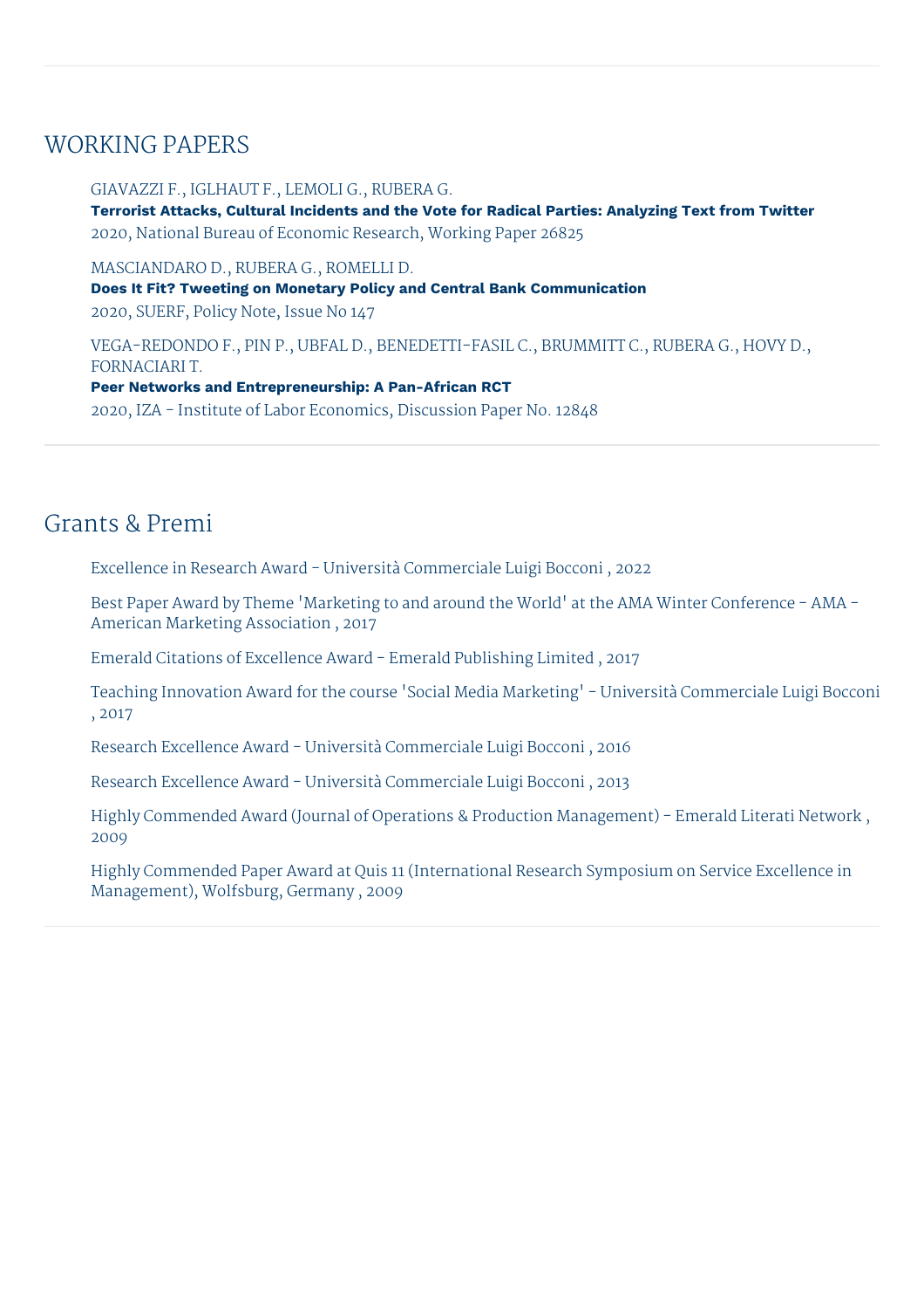## WORKING PAPERS

GIAVAZZI F., IGLHAUT F., LEMOLI G., RUBERA G.
**Terrorist Attacks, Cultural Incidents and the Vote for Radical Parties: Analyzing Text from Twitter**
2020, National Bureau of Economic Research, Working Paper 26825

MASCIANDARO D., RUBERA G., ROMELLI D.
**Does It Fit? Tweeting on Monetary Policy and Central Bank Communication**
2020, SUERF, Policy Note, Issue No 147

VEGA-REDONDO F., PIN P., UBFAL D., BENEDETTI-FASIL C., BRUMMITT C., RUBERA G., HOVY D., FORNACIARI T.
**Peer Networks and Entrepreneurship: A Pan-African RCT**
2020, IZA - Institute of Labor Economics, Discussion Paper No. 12848

## Grants & Premi

Excellence in Research Award - Università Commerciale Luigi Bocconi , 2022

Best Paper Award by Theme 'Marketing to and around the World' at the AMA Winter Conference - AMA - American Marketing Association , 2017

Emerald Citations of Excellence Award - Emerald Publishing Limited , 2017

Teaching Innovation Award for the course 'Social Media Marketing' - Università Commerciale Luigi Bocconi , 2017

Research Excellence Award - Università Commerciale Luigi Bocconi , 2016

Research Excellence Award - Università Commerciale Luigi Bocconi , 2013

Highly Commended Award (Journal of Operations & Production Management) - Emerald Literati Network , 2009

Highly Commended Paper Award at Quis 11 (International Research Symposium on Service Excellence in Management), Wolfsburg, Germany , 2009